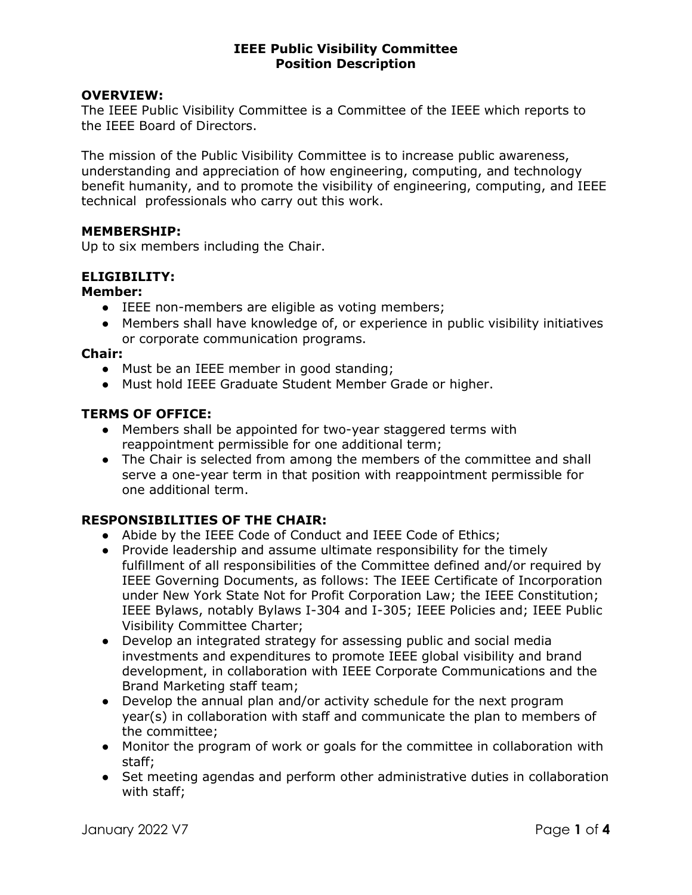# IEEE Public Visibility Committee
## Position Description

**OVERVIEW:**

The IEEE Public Visibility Committee is a Committee of the IEEE which reports to the IEEE Board of Directors.

The mission of the Public Visibility Committee is to increase public awareness, understanding and appreciation of how engineering, computing, and technology benefit humanity, and to promote the visibility of engineering, computing, and IEEE technical professionals who carry out this work.

**MEMBERSHIP:**

Up to six members including the Chair.

**ELIGIBILITY:**

**Member:**

- IEEE non-members are eligible as voting members;
- Members shall have knowledge of, or experience in public visibility initiatives or corporate communication programs.

**Chair:**

- Must be an IEEE member in good standing;
- Must hold IEEE Graduate Student Member Grade or higher.

**TERMS OF OFFICE:**

- Members shall be appointed for two-year staggered terms with reappointment permissible for one additional term;
- The Chair is selected from among the members of the committee and shall serve a one-year term in that position with reappointment permissible for one additional term.

**RESPONSIBILITIES OF THE CHAIR:**

- Abide by the IEEE Code of Conduct and IEEE Code of Ethics;
- Provide leadership and assume ultimate responsibility for the timely fulfillment of all responsibilities of the Committee defined and/or required by IEEE Governing Documents, as follows: The IEEE Certificate of Incorporation under New York State Not for Profit Corporation Law; the IEEE Constitution; IEEE Bylaws, notably Bylaws I-304 and I-305; IEEE Policies and; IEEE Public Visibility Committee Charter;
- Develop an integrated strategy for assessing public and social media investments and expenditures to promote IEEE global visibility and brand development, in collaboration with IEEE Corporate Communications and the Brand Marketing staff team;
- Develop the annual plan and/or activity schedule for the next program year(s) in collaboration with staff and communicate the plan to members of the committee;
- Monitor the program of work or goals for the committee in collaboration with staff;
- Set meeting agendas and perform other administrative duties in collaboration with staff;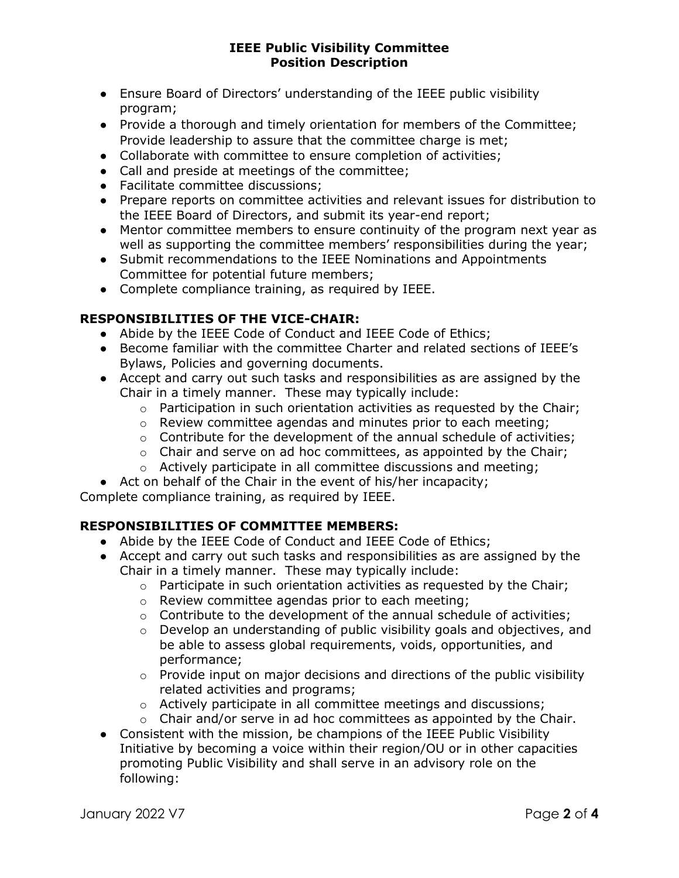- Ensure Board of Directors' understanding of the IEEE public visibility program;
- Provide a thorough and timely orientation for members of the Committee; Provide leadership to assure that the committee charge is met;
- Collaborate with committee to ensure completion of activities;
- Call and preside at meetings of the committee;
- Facilitate committee discussions;
- Prepare reports on committee activities and relevant issues for distribution to the IEEE Board of Directors, and submit its year-end report;
- Mentor committee members to ensure continuity of the program next year as well as supporting the committee members' responsibilities during the year;
- Submit recommendations to the IEEE Nominations and Appointments Committee for potential future members;
- Complete compliance training, as required by IEEE.

### RESPONSIBILITIES OF THE VICE-CHAIR:

- Abide by the IEEE Code of Conduct and IEEE Code of Ethics;
- Become familiar with the committee Charter and related sections of IEEE's Bylaws, Policies and governing documents.
- Accept and carry out such tasks and responsibilities as are assigned by the Chair in a timely manner. These may typically include:
  - Participation in such orientation activities as requested by the Chair;
  - Review committee agendas and minutes prior to each meeting;
  - Contribute for the development of the annual schedule of activities;
  - Chair and serve on ad hoc committees, as appointed by the Chair;
  - Actively participate in all committee discussions and meeting;
- Act on behalf of the Chair in the event of his/her incapacity;

Complete compliance training, as required by IEEE.

### RESPONSIBILITIES OF COMMITTEE MEMBERS:

- Abide by the IEEE Code of Conduct and IEEE Code of Ethics;
- Accept and carry out such tasks and responsibilities as are assigned by the Chair in a timely manner. These may typically include:
  - Participate in such orientation activities as requested by the Chair;
  - Review committee agendas prior to each meeting;
  - Contribute to the development of the annual schedule of activities;
  - Develop an understanding of public visibility goals and objectives, and be able to assess global requirements, voids, opportunities, and performance;
  - Provide input on major decisions and directions of the public visibility related activities and programs;
  - Actively participate in all committee meetings and discussions;
  - Chair and/or serve in ad hoc committees as appointed by the Chair.
- Consistent with the mission, be champions of the IEEE Public Visibility Initiative by becoming a voice within their region/OU or in other capacities promoting Public Visibility and shall serve in an advisory role on the following: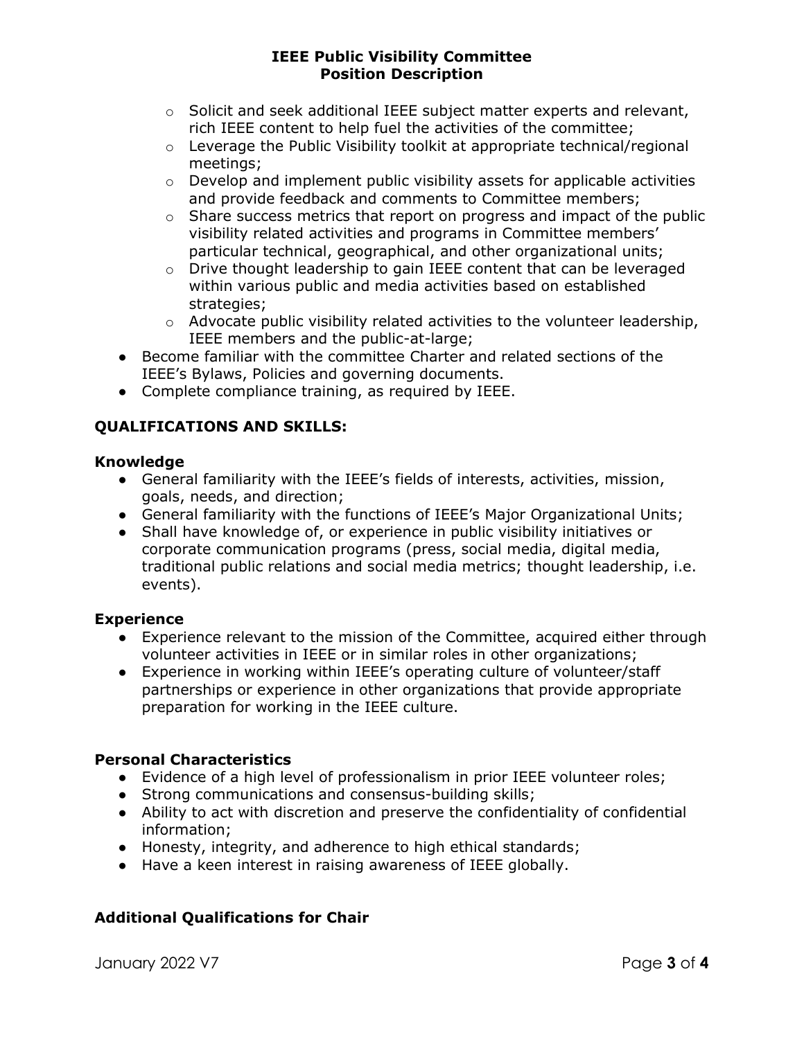- Solicit and seek additional IEEE subject matter experts and relevant, rich IEEE content to help fuel the activities of the committee;
  - Leverage the Public Visibility toolkit at appropriate technical/regional meetings;
  - Develop and implement public visibility assets for applicable activities and provide feedback and comments to Committee members;
  - Share success metrics that report on progress and impact of the public visibility related activities and programs in Committee members' particular technical, geographical, and other organizational units;
  - Drive thought leadership to gain IEEE content that can be leveraged within various public and media activities based on established strategies;
  - Advocate public visibility related activities to the volunteer leadership, IEEE members and the public-at-large;
- Become familiar with the committee Charter and related sections of the IEEE's Bylaws, Policies and governing documents.
- Complete compliance training, as required by IEEE.

## QUALIFICATIONS AND SKILLS:

### Knowledge

- General familiarity with the IEEE's fields of interests, activities, mission, goals, needs, and direction;
- General familiarity with the functions of IEEE's Major Organizational Units;
- Shall have knowledge of, or experience in public visibility initiatives or corporate communication programs (press, social media, digital media, traditional public relations and social media metrics; thought leadership, i.e. events).

### Experience

- Experience relevant to the mission of the Committee, acquired either through volunteer activities in IEEE or in similar roles in other organizations;
- Experience in working within IEEE's operating culture of volunteer/staff partnerships or experience in other organizations that provide appropriate preparation for working in the IEEE culture.

### Personal Characteristics

- Evidence of a high level of professionalism in prior IEEE volunteer roles;
- Strong communications and consensus-building skills;
- Ability to act with discretion and preserve the confidentiality of confidential information;
- Honesty, integrity, and adherence to high ethical standards;
- Have a keen interest in raising awareness of IEEE globally.

### Additional Qualifications for Chair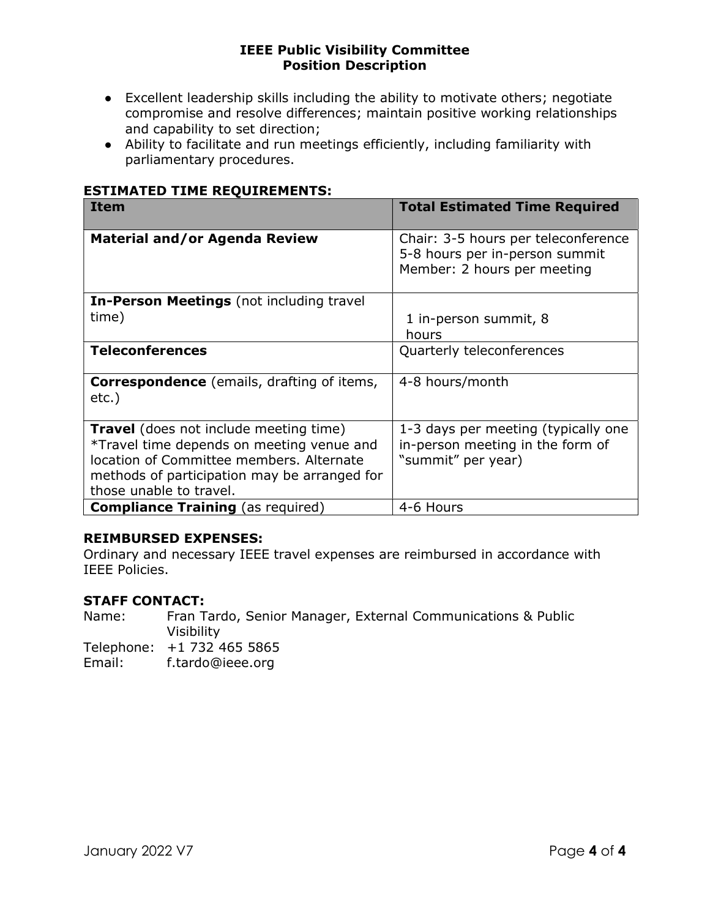- Excellent leadership skills including the ability to motivate others; negotiate compromise and resolve differences; maintain positive working relationships and capability to set direction;
- Ability to facilitate and run meetings efficiently, including familiarity with parliamentary procedures.

**ESTIMATED TIME REQUIREMENTS:**

| Item | Total Estimated Time Required |
|---|---|
| **Material and/or Agenda Review** | Chair: 3-5 hours per teleconference<br>5-8 hours per in-person summit<br>Member: 2 hours per meeting |
| **In-Person Meetings** (not including travel time) | 1 in-person summit, 8 hours |
| **Teleconferences** | Quarterly teleconferences |
| **Correspondence** (emails, drafting of items, etc.) | 4-8 hours/month |
| **Travel** (does not include meeting time)<br>*Travel time depends on meeting venue and location of Committee members. Alternate methods of participation may be arranged for those unable to travel. | 1-3 days per meeting (typically one in-person meeting in the form of "summit" per year) |
| **Compliance Training** (as required) | 4-6 Hours |

**REIMBURSED EXPENSES:**

Ordinary and necessary IEEE travel expenses are reimbursed in accordance with IEEE Policies.

**STAFF CONTACT:**

Name: Fran Tardo, Senior Manager, External Communications & Public Visibility
Telephone: +1 732 465 5865
Email: f.tardo@ieee.org